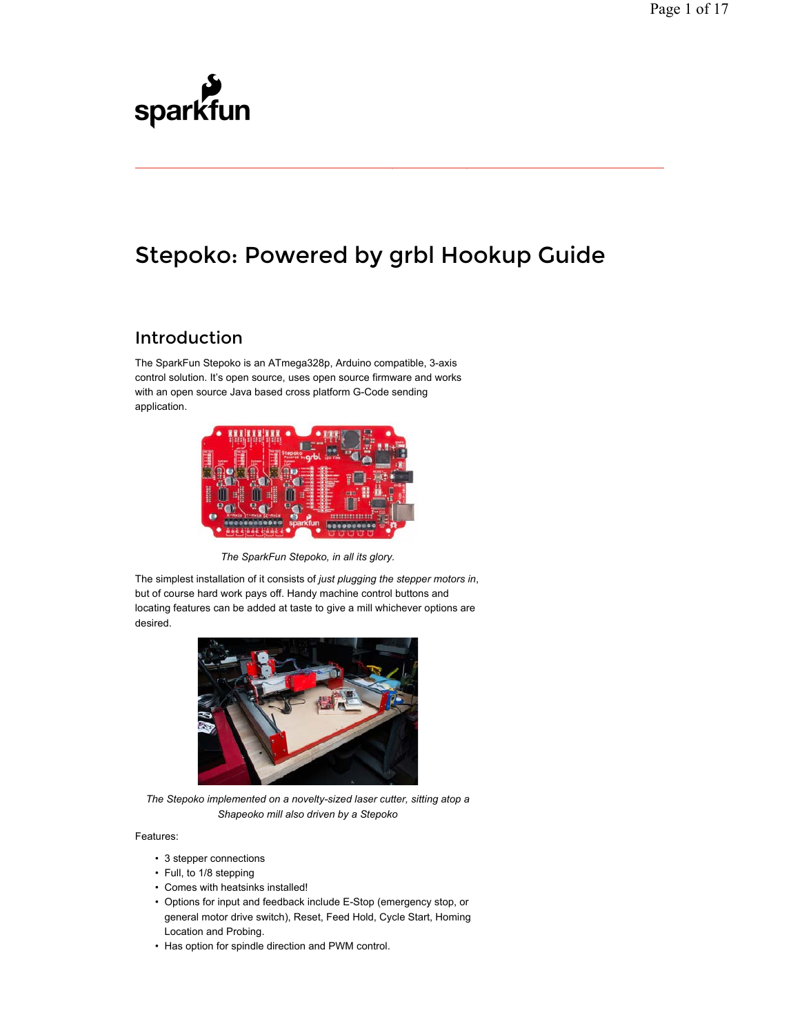# Stepoko: Powered by grbl Hookup Guide

## Introduction

The SparkFun Stepoko is an ATmega328p, Arduino compatible, 3-axis control solution. It's open source, uses open source firmware and works with an open source Java based cross platform G-Code sending application.

*The SparkFun Stepoko, in all its glory.*

The simplest installation of it consists of *just plugging the stepper motors in*, but of course hard work pays off. Handy machine control buttons and locating features can be added at taste to give a mill whichever options are desired.

*The Stepoko implemented on a novelty-sized laser cutter, sitting atop a Shapeoko mill also driven by a Stepoko*

Features:

- 3 stepper connections
- Full, to 1/8 stepping
- Comes with heatsinks installed!
- Options for input and feedback include E-Stop (emergency stop, or general motor drive switch), Reset, Feed Hold, Cycle Start, Homing Location and Probing.
- Has option for spindle direction and PWM control.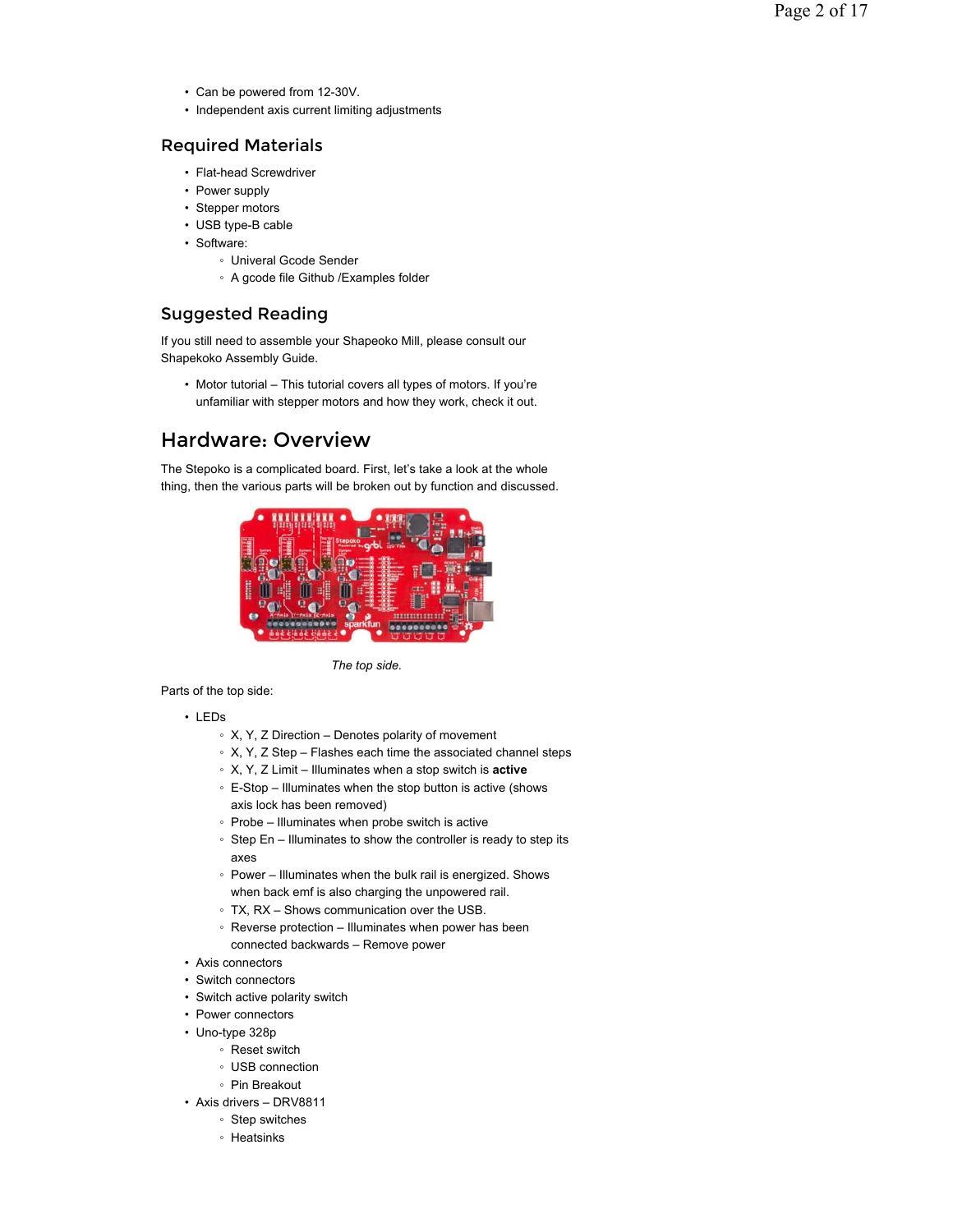- Can be powered from 12-30V.
- Independent axis current limiting adjustments

## Required Materials

- Flat-head Screwdriver
- Power supply
- Stepper motors
- USB type-B cable
- Software:
  - Univeral Gcode Sender
  - A gcode file Github /Examples folder

## Suggested Reading

If you still need to assemble your Shapeoko Mill, please consult our Shapekoko Assembly Guide.

- Motor tutorial – This tutorial covers all types of motors. If you're unfamiliar with stepper motors and how they work, check it out.

# Hardware: Overview

The Stepoko is a complicated board. First, let's take a look at the whole thing, then the various parts will be broken out by function and discussed.

*The top side.*

Parts of the top side:

- LEDs
  - X, Y, Z Direction – Denotes polarity of movement
  - X, Y, Z Step – Flashes each time the associated channel steps
  - X, Y, Z Limit – Illuminates when a stop switch is **active**
  - E-Stop – Illuminates when the stop button is active (shows axis lock has been removed)
  - Probe – Illuminates when probe switch is active
  - Step En – Illuminates to show the controller is ready to step its axes
  - Power – Illuminates when the bulk rail is energized. Shows when back emf is also charging the unpowered rail.
  - TX, RX – Shows communication over the USB.
  - Reverse protection – Illuminates when power has been connected backwards – Remove power
- Axis connectors
- Switch connectors
- Switch active polarity switch
- Power connectors
- Uno-type 328p
  - Reset switch
  - USB connection
  - Pin Breakout
- Axis drivers – DRV8811
  - Step switches
  - Heatsinks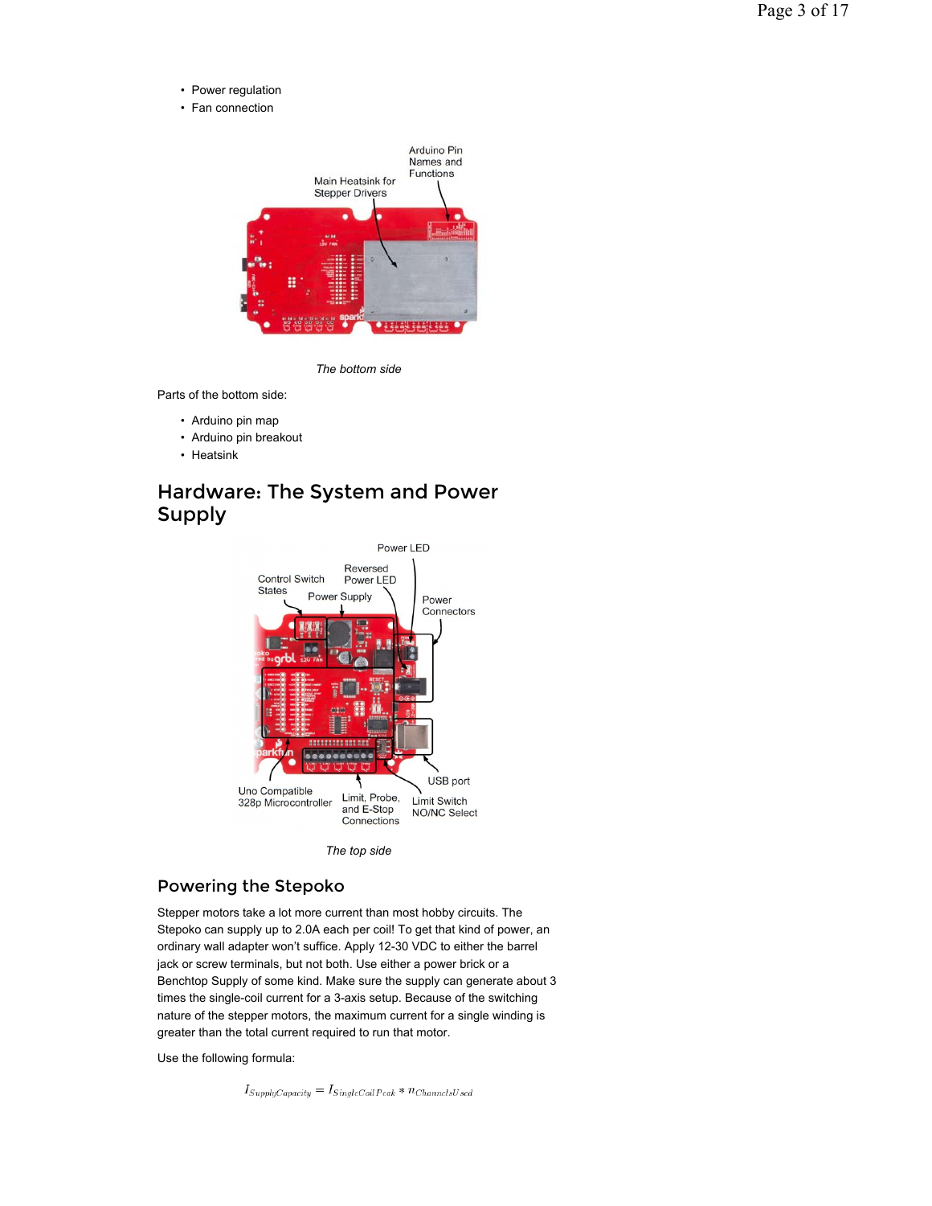- Power regulation
- Fan connection

*The bottom side*

Parts of the bottom side:

- Arduino pin map
- Arduino pin breakout
- Heatsink

## Hardware: The System and Power Supply

*The top side*

### Powering the Stepoko

Stepper motors take a lot more current than most hobby circuits. The Stepoko can supply up to 2.0A each per coil! To get that kind of power, an ordinary wall adapter won't suffice. Apply 12-30 VDC to either the barrel jack or screw terminals, but not both. Use either a power brick or a Benchtop Supply of some kind. Make sure the supply can generate about 3 times the single-coil current for a 3-axis setup. Because of the switching nature of the stepper motors, the maximum current for a single winding is greater than the total current required to run that motor.

Use the following formula:

$$I_{SupplyCapacity} = I_{SingleCoilPeak} * n_{ChannelsUsed}$$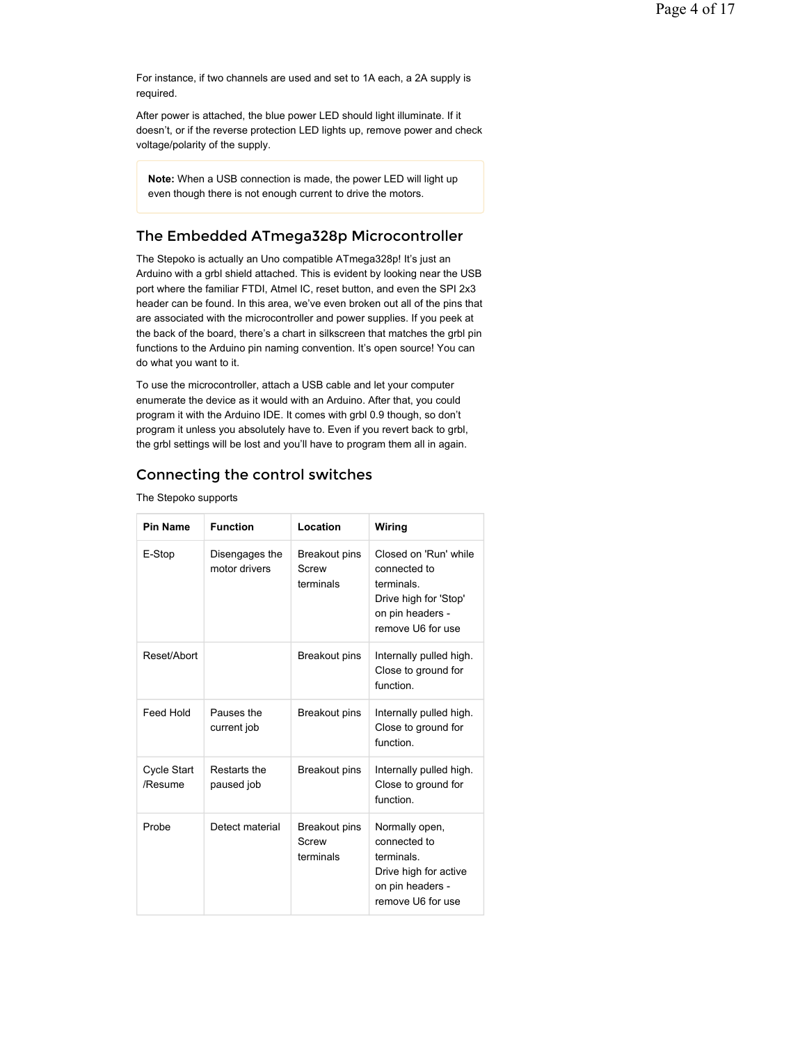For instance, if two channels are used and set to 1A each, a 2A supply is required.

After power is attached, the blue power LED should light illuminate. If it doesn't, or if the reverse protection LED lights up, remove power and check voltage/polarity of the supply.

> **Note:** When a USB connection is made, the power LED will light up even though there is not enough current to drive the motors.

## The Embedded ATmega328p Microcontroller

The Stepoko is actually an Uno compatible ATmega328p! It's just an Arduino with a grbl shield attached. This is evident by looking near the USB port where the familiar FTDI, Atmel IC, reset button, and even the SPI 2x3 header can be found. In this area, we've even broken out all of the pins that are associated with the microcontroller and power supplies. If you peek at the back of the board, there's a chart in silkscreen that matches the grbl pin functions to the Arduino pin naming convention. It's open source! You can do what you want to it.

To use the microcontroller, attach a USB cable and let your computer enumerate the device as it would with an Arduino. After that, you could program it with the Arduino IDE. It comes with grbl 0.9 though, so don't program it unless you absolutely have to. Even if you revert back to grbl, the grbl settings will be lost and you'll have to program them all in again.

## Connecting the control switches

The Stepoko supports

| Pin Name | Function | Location | Wiring |
|---|---|---|---|
| E-Stop | Disengages the motor drivers | Breakout pins Screw terminals | Closed on 'Run' while connected to terminals. Drive high for 'Stop' on pin headers - remove U6 for use |
| Reset/Abort | | Breakout pins | Internally pulled high. Close to ground for function. |
| Feed Hold | Pauses the current job | Breakout pins | Internally pulled high. Close to ground for function. |
| Cycle Start /Resume | Restarts the paused job | Breakout pins | Internally pulled high. Close to ground for function. |
| Probe | Detect material | Breakout pins Screw terminals | Normally open, connected to terminals. Drive high for active on pin headers - remove U6 for use |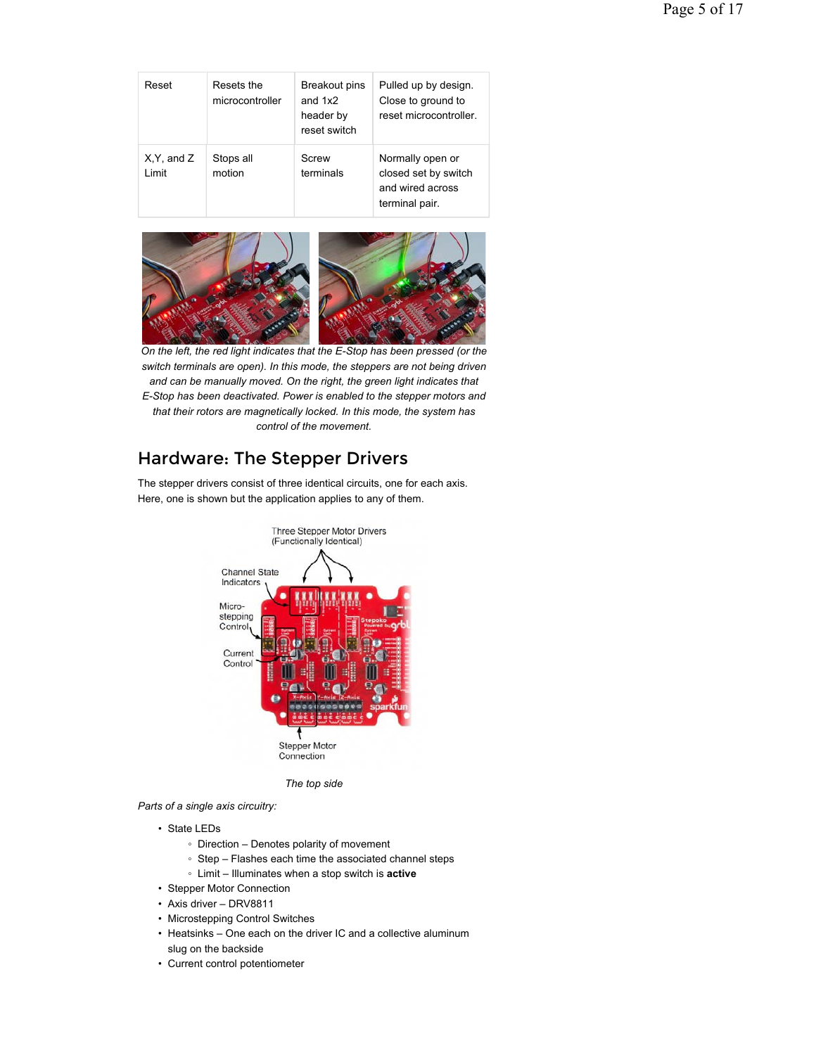| Reset | Resets the microcontroller | Breakout pins and 1x2 header by reset switch | Pulled up by design. Close to ground to reset microcontroller. |
|---|---|---|---|
| X,Y, and Z Limit | Stops all motion | Screw terminals | Normally open or closed set by switch and wired across terminal pair. |

*On the left, the red light indicates that the E-Stop has been pressed (or the switch terminals are open). In this mode, the steppers are not being driven and can be manually moved. On the right, the green light indicates that E-Stop has been deactivated. Power is enabled to the stepper motors and that their rotors are magnetically locked. In this mode, the system has control of the movement.*

## Hardware: The Stepper Drivers

The stepper drivers consist of three identical circuits, one for each axis. Here, one is shown but the application applies to any of them.

*The top side*

*Parts of a single axis circuitry:*

- State LEDs
  - Direction – Denotes polarity of movement
  - Step – Flashes each time the associated channel steps
  - Limit – Illuminates when a stop switch is **active**
- Stepper Motor Connection
- Axis driver – DRV8811
- Microstepping Control Switches
- Heatsinks – One each on the driver IC and a collective aluminum slug on the backside
- Current control potentiometer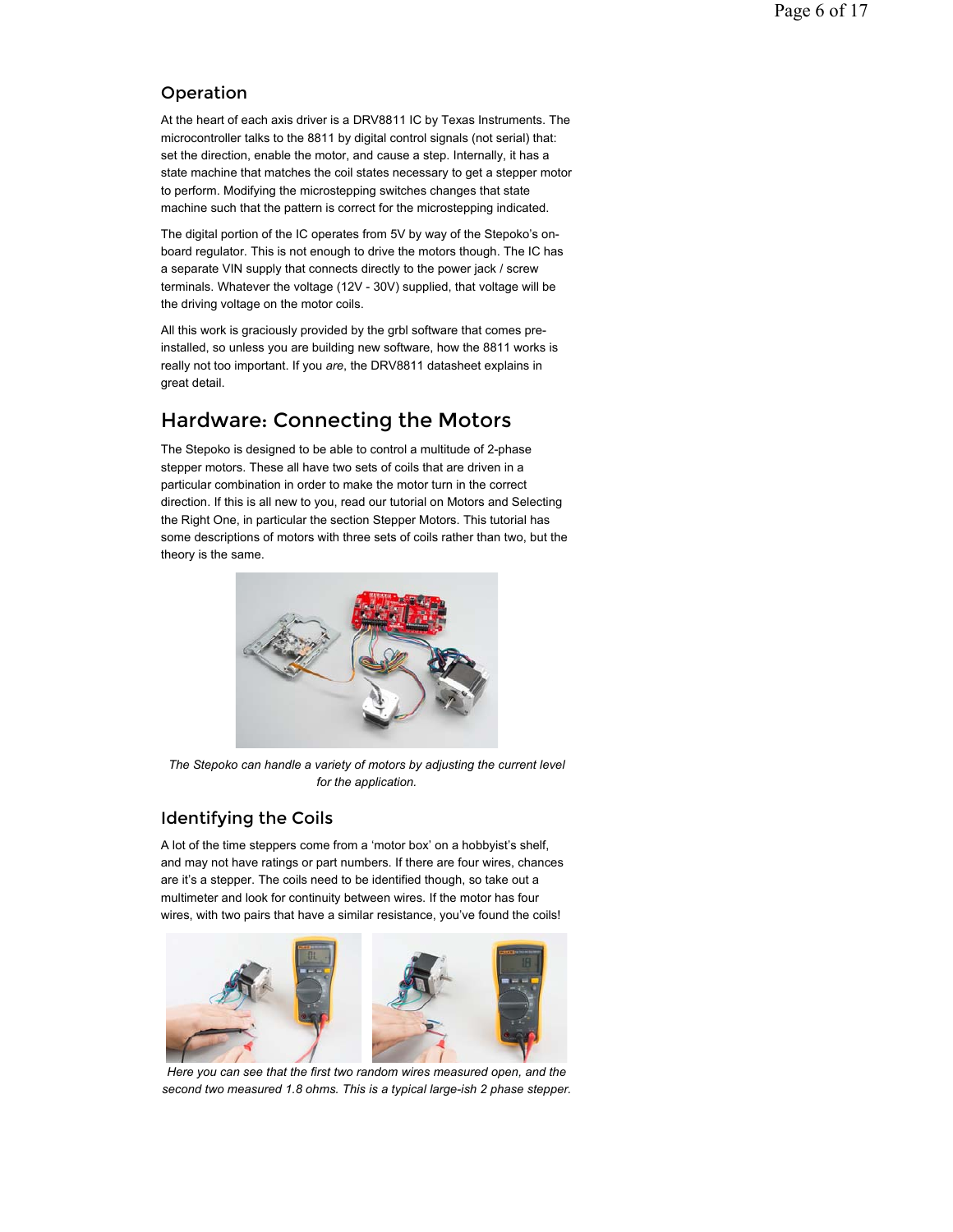### Operation

At the heart of each axis driver is a DRV8811 IC by Texas Instruments. The microcontroller talks to the 8811 by digital control signals (not serial) that: set the direction, enable the motor, and cause a step. Internally, it has a state machine that matches the coil states necessary to get a stepper motor to perform. Modifying the microstepping switches changes that state machine such that the pattern is correct for the microstepping indicated.

The digital portion of the IC operates from 5V by way of the Stepoko's on-board regulator. This is not enough to drive the motors though. The IC has a separate VIN supply that connects directly to the power jack / screw terminals. Whatever the voltage (12V - 30V) supplied, that voltage will be the driving voltage on the motor coils.

All this work is graciously provided by the grbl software that comes pre-installed, so unless you are building new software, how the 8811 works is really not too important. If you *are*, the DRV8811 datasheet explains in great detail.

## Hardware: Connecting the Motors

The Stepoko is designed to be able to control a multitude of 2-phase stepper motors. These all have two sets of coils that are driven in a particular combination in order to make the motor turn in the correct direction. If this is all new to you, read our tutorial on Motors and Selecting the Right One, in particular the section Stepper Motors. This tutorial has some descriptions of motors with three sets of coils rather than two, but the theory is the same.

*The Stepoko can handle a variety of motors by adjusting the current level for the application.*

### Identifying the Coils

A lot of the time steppers come from a 'motor box' on a hobbyist's shelf, and may not have ratings or part numbers. If there are four wires, chances are it's a stepper. The coils need to be identified though, so take out a multimeter and look for continuity between wires. If the motor has four wires, with two pairs that have a similar resistance, you've found the coils!

*Here you can see that the first two random wires measured open, and the second two measured 1.8 ohms. This is a typical large-ish 2 phase stepper.*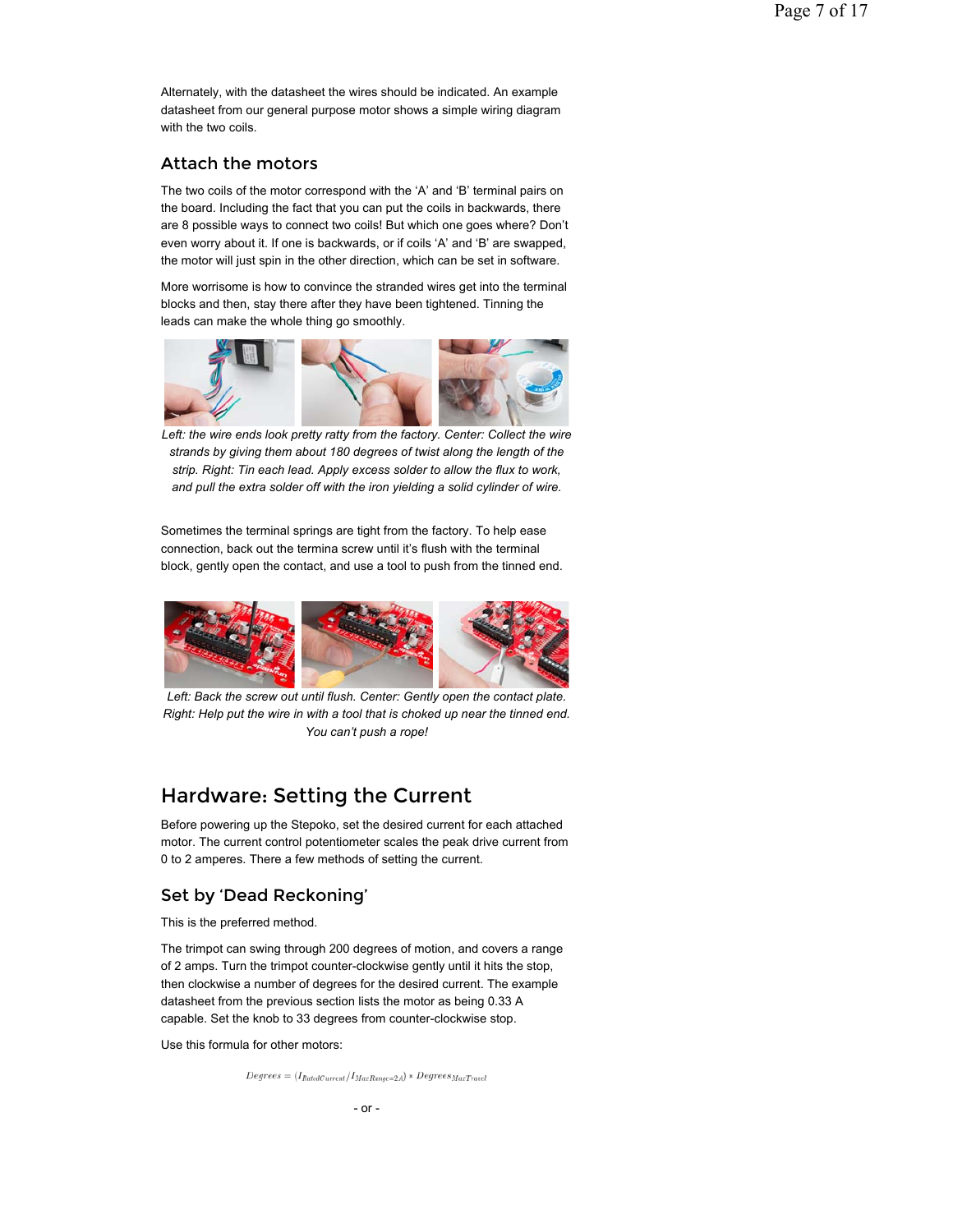Alternately, with the datasheet the wires should be indicated. An example datasheet from our general purpose motor shows a simple wiring diagram with the two coils.

### Attach the motors

The two coils of the motor correspond with the 'A' and 'B' terminal pairs on the board. Including the fact that you can put the coils in backwards, there are 8 possible ways to connect two coils! But which one goes where? Don't even worry about it. If one is backwards, or if coils 'A' and 'B' are swapped, the motor will just spin in the other direction, which can be set in software.

More worrisome is how to convince the stranded wires get into the terminal blocks and then, stay there after they have been tightened. Tinning the leads can make the whole thing go smoothly.

*Left: the wire ends look pretty ratty from the factory. Center: Collect the wire strands by giving them about 180 degrees of twist along the length of the strip. Right: Tin each lead. Apply excess solder to allow the flux to work, and pull the extra solder off with the iron yielding a solid cylinder of wire.*

Sometimes the terminal springs are tight from the factory. To help ease connection, back out the termina screw until it's flush with the terminal block, gently open the contact, and use a tool to push from the tinned end.

*Left: Back the screw out until flush. Center: Gently open the contact plate. Right: Help put the wire in with a tool that is choked up near the tinned end. You can't push a rope!*

## Hardware: Setting the Current

Before powering up the Stepoko, set the desired current for each attached motor. The current control potentiometer scales the peak drive current from 0 to 2 amperes. There a few methods of setting the current.

### Set by 'Dead Reckoning'

This is the preferred method.

The trimpot can swing through 200 degrees of motion, and covers a range of 2 amps. Turn the trimpot counter-clockwise gently until it hits the stop, then clockwise a number of degrees for the desired current. The example datasheet from the previous section lists the motor as being 0.33 A capable. Set the knob to 33 degrees from counter-clockwise stop.

Use this formula for other motors:

$$Degrees = (I_{RatedCurrent} / I_{MaxRange=2A}) * Degrees_{MaxTravel}$$

- or -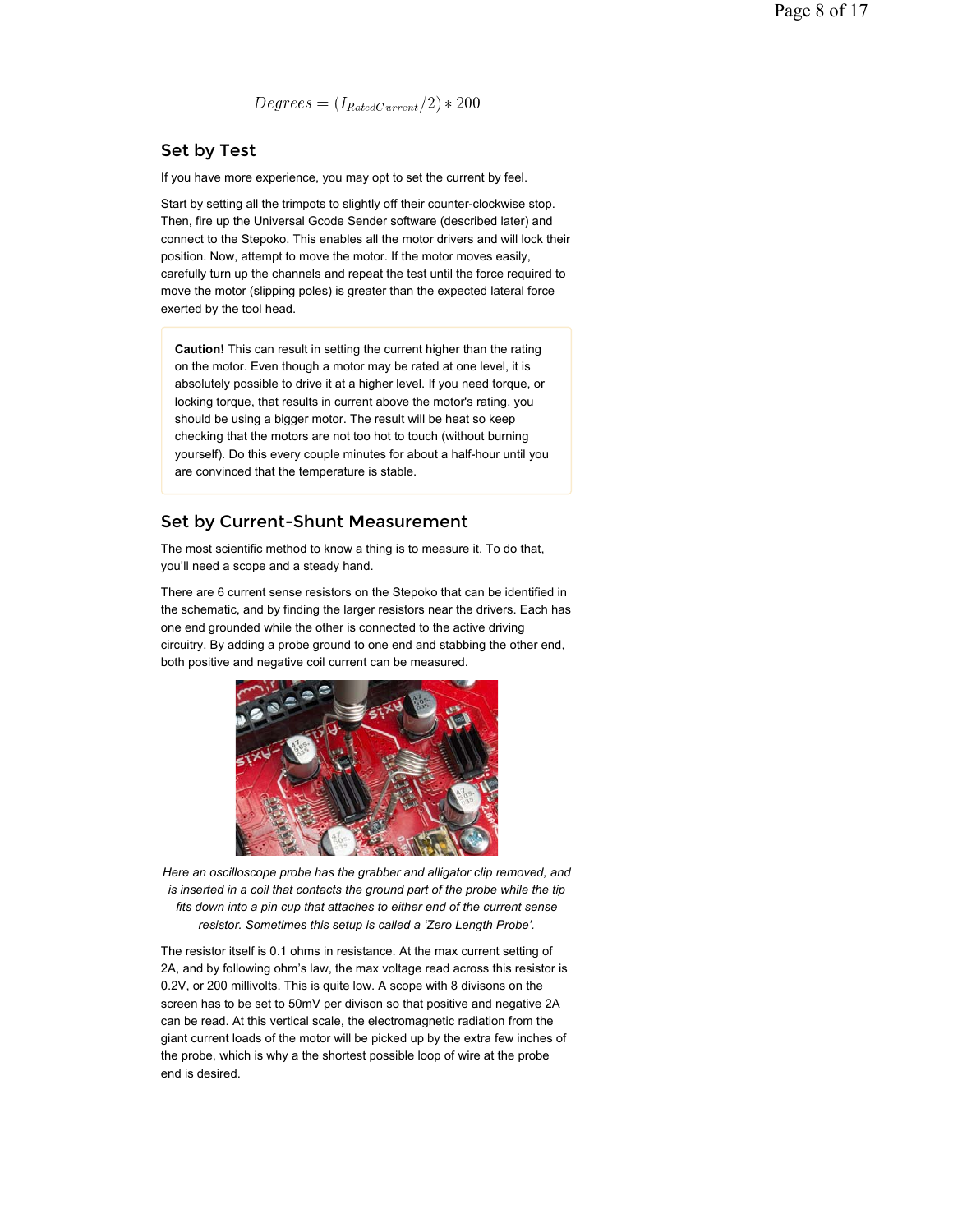$$Degrees = (I_{RatedCurrent}/2) * 200$$

## Set by Test

If you have more experience, you may opt to set the current by feel.

Start by setting all the trimpots to slightly off their counter-clockwise stop. Then, fire up the Universal Gcode Sender software (described later) and connect to the Stepoko. This enables all the motor drivers and will lock their position. Now, attempt to move the motor. If the motor moves easily, carefully turn up the channels and repeat the test until the force required to move the motor (slipping poles) is greater than the expected lateral force exerted by the tool head.

> **Caution!** This can result in setting the current higher than the rating on the motor. Even though a motor may be rated at one level, it is absolutely possible to drive it at a higher level. If you need torque, or locking torque, that results in current above the motor's rating, you should be using a bigger motor. The result will be heat so keep checking that the motors are not too hot to touch (without burning yourself). Do this every couple minutes for about a half-hour until you are convinced that the temperature is stable.

## Set by Current-Shunt Measurement

The most scientific method to know a thing is to measure it. To do that, you'll need a scope and a steady hand.

There are 6 current sense resistors on the Stepoko that can be identified in the schematic, and by finding the larger resistors near the drivers. Each has one end grounded while the other is connected to the active driving circuitry. By adding a probe ground to one end and stabbing the other end, both positive and negative coil current can be measured.

*Here an oscilloscope probe has the grabber and alligator clip removed, and is inserted in a coil that contacts the ground part of the probe while the tip fits down into a pin cup that attaches to either end of the current sense resistor. Sometimes this setup is called a 'Zero Length Probe'.*

The resistor itself is 0.1 ohms in resistance. At the max current setting of 2A, and by following ohm's law, the max voltage read across this resistor is 0.2V, or 200 millivolts. This is quite low. A scope with 8 divisons on the screen has to be set to 50mV per divison so that positive and negative 2A can be read. At this vertical scale, the electromagnetic radiation from the giant current loads of the motor will be picked up by the extra few inches of the probe, which is why a the shortest possible loop of wire at the probe end is desired.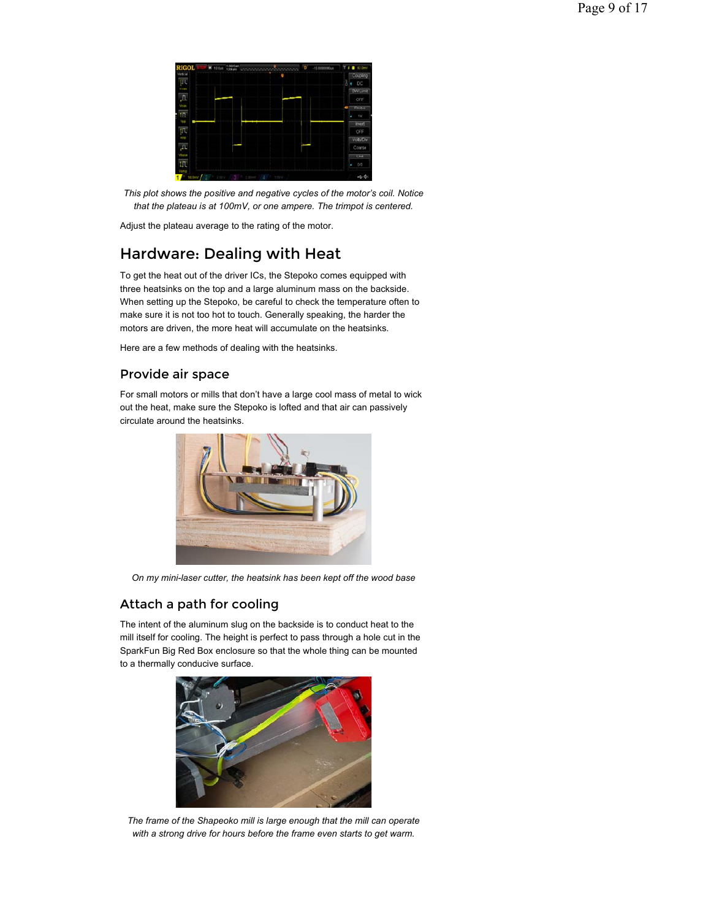*This plot shows the positive and negative cycles of the motor's coil. Notice that the plateau is at 100mV, or one ampere. The trimpot is centered.*

Adjust the plateau average to the rating of the motor.

## Hardware: Dealing with Heat

To get the heat out of the driver ICs, the Stepoko comes equipped with three heatsinks on the top and a large aluminum mass on the backside. When setting up the Stepoko, be careful to check the temperature often to make sure it is not too hot to touch. Generally speaking, the harder the motors are driven, the more heat will accumulate on the heatsinks.

Here are a few methods of dealing with the heatsinks.

### Provide air space

For small motors or mills that don't have a large cool mass of metal to wick out the heat, make sure the Stepoko is lofted and that air can passively circulate around the heatsinks.

*On my mini-laser cutter, the heatsink has been kept off the wood base*

### Attach a path for cooling

The intent of the aluminum slug on the backside is to conduct heat to the mill itself for cooling. The height is perfect to pass through a hole cut in the SparkFun Big Red Box enclosure so that the whole thing can be mounted to a thermally conducive surface.

*The frame of the Shapeoko mill is large enough that the mill can operate with a strong drive for hours before the frame even starts to get warm.*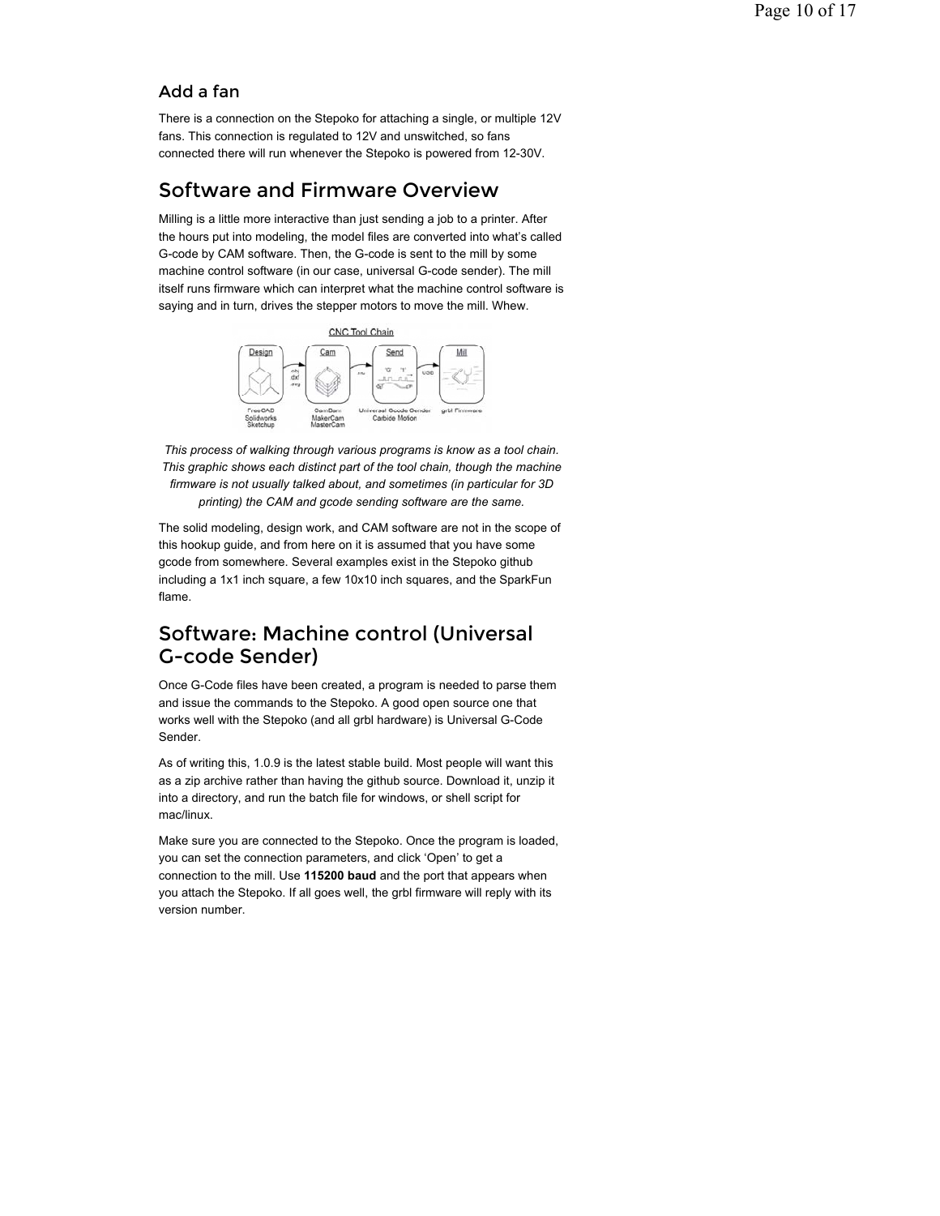### Add a fan

There is a connection on the Stepoko for attaching a single, or multiple 12V fans. This connection is regulated to 12V and unswitched, so fans connected there will run whenever the Stepoko is powered from 12-30V.

## Software and Firmware Overview

Milling is a little more interactive than just sending a job to a printer. After the hours put into modeling, the model files are converted into what's called G-code by CAM software. Then, the G-code is sent to the mill by some machine control software (in our case, universal G-code sender). The mill itself runs firmware which can interpret what the machine control software is saying and in turn, drives the stepper motors to move the mill. Whew.

*This process of walking through various programs is know as a tool chain. This graphic shows each distinct part of the tool chain, though the machine firmware is not usually talked about, and sometimes (in particular for 3D printing) the CAM and gcode sending software are the same.*

The solid modeling, design work, and CAM software are not in the scope of this hookup guide, and from here on it is assumed that you have some gcode from somewhere. Several examples exist in the Stepoko github including a 1x1 inch square, a few 10x10 inch squares, and the SparkFun flame.

## Software: Machine control (Universal G-code Sender)

Once G-Code files have been created, a program is needed to parse them and issue the commands to the Stepoko. A good open source one that works well with the Stepoko (and all grbl hardware) is Universal G-Code Sender.

As of writing this, 1.0.9 is the latest stable build. Most people will want this as a zip archive rather than having the github source. Download it, unzip it into a directory, and run the batch file for windows, or shell script for mac/linux.

Make sure you are connected to the Stepoko. Once the program is loaded, you can set the connection parameters, and click 'Open' to get a connection to the mill. Use **115200 baud** and the port that appears when you attach the Stepoko. If all goes well, the grbl firmware will reply with its version number.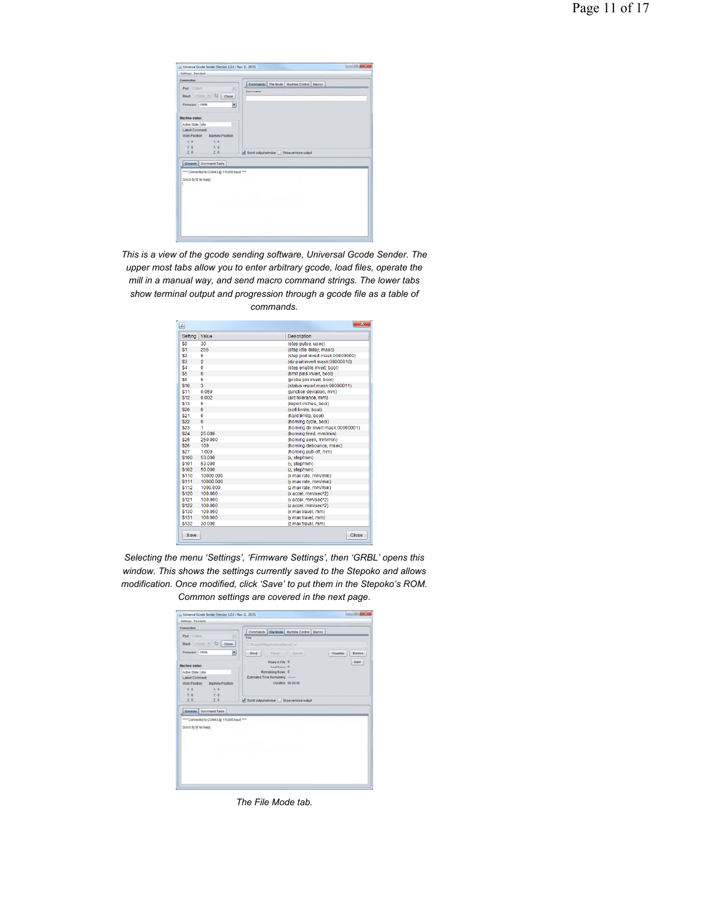This is a view of the gcode sending software, Universal Gcode Sender. The upper most tabs allow you to enter arbitrary gcode, load files, operate the mill in a manual way, and send macro command strings. The lower tabs show terminal output and progression through a gcode file as a table of commands.

| Setting | Value | Description |
|---|---|---|
| $0 | 30 | (step pulse, usec) |
| $1 | 255 | (step idle delay, msec) |
| $2 | 0 | (step port invert mask:00000000) |
| $3 | 2 | (dir port invert mask:00000010) |
| $4 | 0 | (step enable invert, bool) |
| $5 | 0 | (limit pins invert, bool) |
| $6 | 0 | (probe pin invert, bool) |
| $10 | 3 | (status report mask:00000011) |
| $11 | 0.050 | (junction deviation, mm) |
| $12 | 0.002 | (arc tolerance, mm) |
| $13 | 0 | (report inches, bool) |
| $20 | 0 | (soft limits, bool) |
| $21 | 0 | (hard limits, bool) |
| $22 | 0 | (homing cycle, bool) |
| $23 | 1 | (homing dir invert mask:00000001) |
| $24 | 25.000 | (homing feed, mm/min) |
| $25 | 250.000 | (homing seek, mm/min) |
| $26 | 100 | (homing debounce, msec) |
| $27 | 1.000 | (homing pull-off, mm) |
| $100 | 53.000 | (x, step/mm) |
| $101 | 53.000 | (y, step/mm) |
| $102 | 50.000 | (z, step/mm) |
| $110 | 10000.000 | (x max rate, mm/min) |
| $111 | 10000.000 | (y max rate, mm/min) |
| $112 | 1000.000 | (z max rate, mm/min) |
| $120 | 100.000 | (x accel, mm/sec^2) |
| $121 | 100.000 | (y accel, mm/sec^2) |
| $122 | 100.000 | (z accel, mm/sec^2) |
| $130 | 100.000 | (x max travel, mm) |
| $131 | 100.000 | (y max travel, mm) |
| $132 | 30.000 | (z max travel, mm) |

Selecting the menu 'Settings', 'Firmware Settings', then 'GRBL' opens this window. This shows the settings currently saved to the Stepoko and allows modification. Once modified, click 'Save' to put them in the Stepoko's ROM. Common settings are covered in the next page.

The File Mode tab.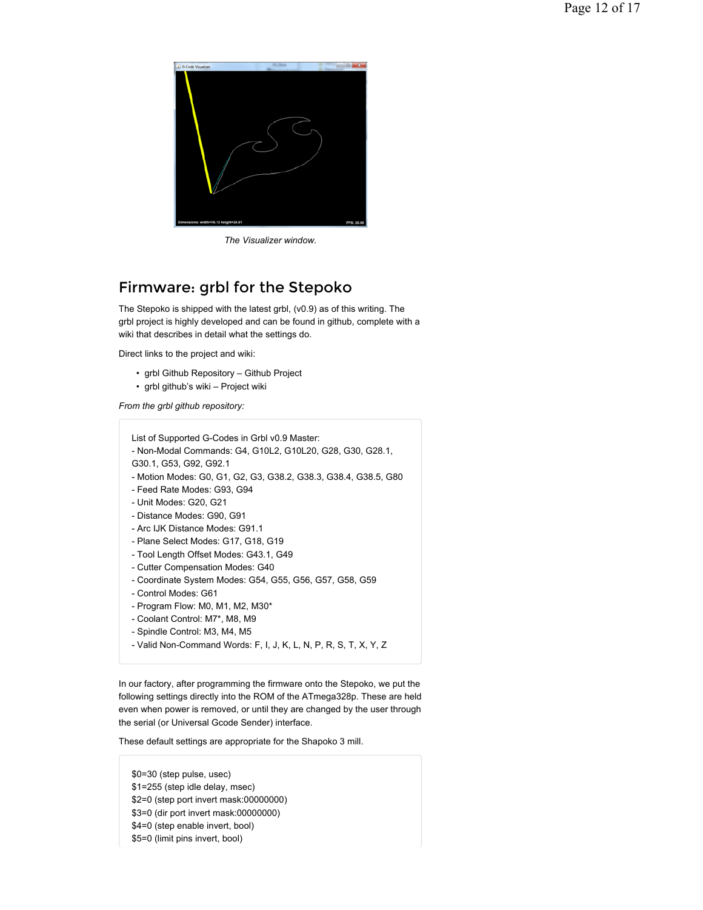The Visualizer window.

## Firmware: grbl for the Stepoko

The Stepoko is shipped with the latest grbl, (v0.9) as of this writing. The grbl project is highly developed and can be found in github, complete with a wiki that describes in detail what the settings do.

Direct links to the project and wiki:

- grbl Github Repository – Github Project
- grbl github's wiki – Project wiki

*From the grbl github repository:*

```
List of Supported G-Codes in Grbl v0.9 Master:
- Non-Modal Commands: G4, G10L2, G10L20, G28, G30, G28.1, G30.1, G53, G92, G92.1
- Motion Modes: G0, G1, G2, G3, G38.2, G38.3, G38.4, G38.5, G80
- Feed Rate Modes: G93, G94
- Unit Modes: G20, G21
- Distance Modes: G90, G91
- Arc IJK Distance Modes: G91.1
- Plane Select Modes: G17, G18, G19
- Tool Length Offset Modes: G43.1, G49
- Cutter Compensation Modes: G40
- Coordinate System Modes: G54, G55, G56, G57, G58, G59
- Control Modes: G61
- Program Flow: M0, M1, M2, M30*
- Coolant Control: M7*, M8, M9
- Spindle Control: M3, M4, M5
- Valid Non-Command Words: F, I, J, K, L, N, P, R, S, T, X, Y, Z
```

In our factory, after programming the firmware onto the Stepoko, we put the following settings directly into the ROM of the ATmega328p. These are held even when power is removed, or until they are changed by the user through the serial (or Universal Gcode Sender) interface.

These default settings are appropriate for the Shapoko 3 mill.

```
$0=30 (step pulse, usec)
$1=255 (step idle delay, msec)
$2=0 (step port invert mask:00000000)
$3=0 (dir port invert mask:00000000)
$4=0 (step enable invert, bool)
$5=0 (limit pins invert, bool)
```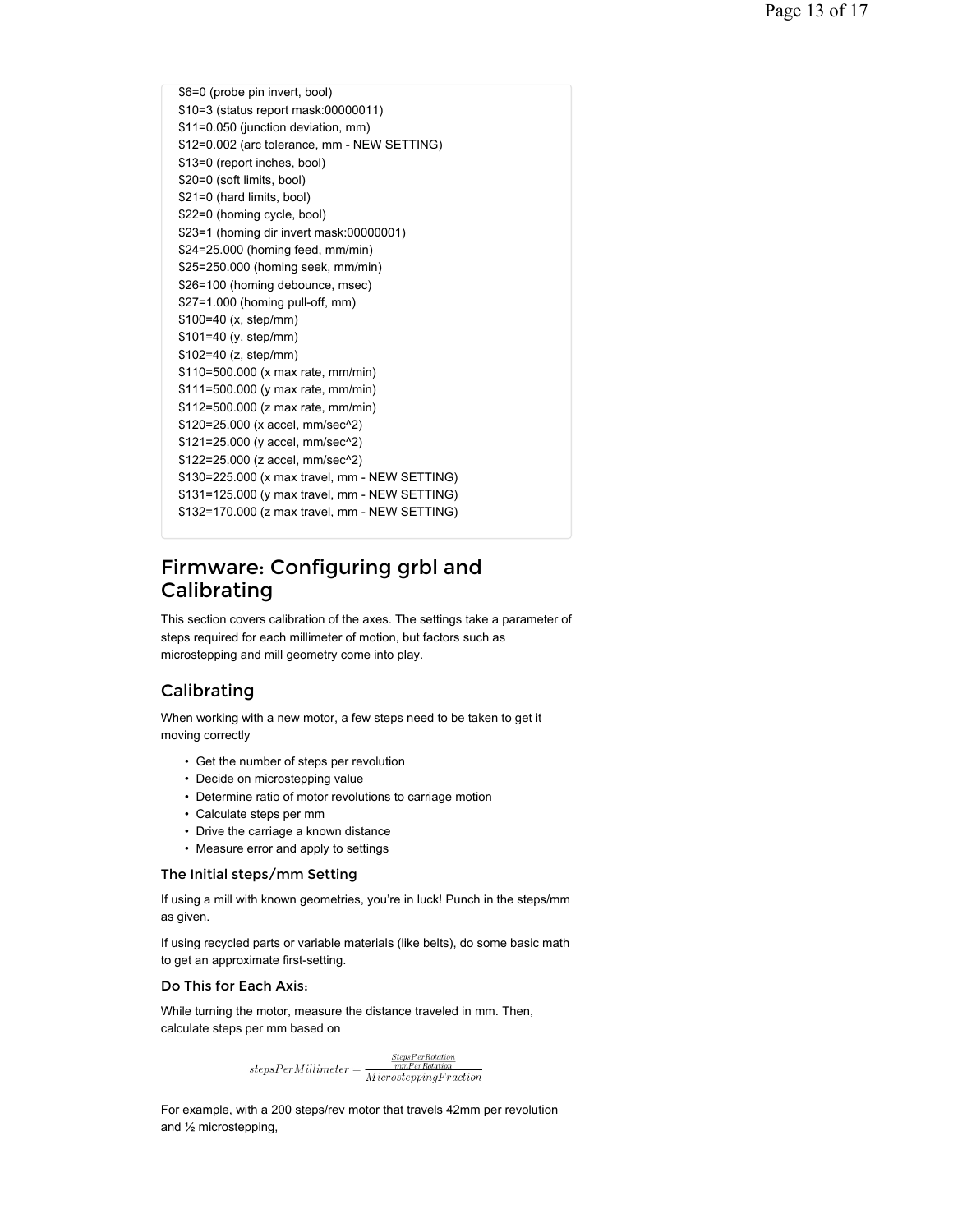```
$6=0 (probe pin invert, bool)
$10=3 (status report mask:00000011)
$11=0.050 (junction deviation, mm)
$12=0.002 (arc tolerance, mm - NEW SETTING)
$13=0 (report inches, bool)
$20=0 (soft limits, bool)
$21=0 (hard limits, bool)
$22=0 (homing cycle, bool)
$23=1 (homing dir invert mask:00000001)
$24=25.000 (homing feed, mm/min)
$25=250.000 (homing seek, mm/min)
$26=100 (homing debounce, msec)
$27=1.000 (homing pull-off, mm)
$100=40 (x, step/mm)
$101=40 (y, step/mm)
$102=40 (z, step/mm)
$110=500.000 (x max rate, mm/min)
$111=500.000 (y max rate, mm/min)
$112=500.000 (z max rate, mm/min)
$120=25.000 (x accel, mm/sec^2)
$121=25.000 (y accel, mm/sec^2)
$122=25.000 (z accel, mm/sec^2)
$130=225.000 (x max travel, mm - NEW SETTING)
$131=125.000 (y max travel, mm - NEW SETTING)
$132=170.000 (z max travel, mm - NEW SETTING)
```

## Firmware: Configuring grbl and Calibrating

This section covers calibration of the axes. The settings take a parameter of steps required for each millimeter of motion, but factors such as microstepping and mill geometry come into play.

### Calibrating

When working with a new motor, a few steps need to be taken to get it moving correctly

- Get the number of steps per revolution
- Decide on microstepping value
- Determine ratio of motor revolutions to carriage motion
- Calculate steps per mm
- Drive the carriage a known distance
- Measure error and apply to settings

#### The Initial steps/mm Setting

If using a mill with known geometries, you're in luck! Punch in the steps/mm as given.

If using recycled parts or variable materials (like belts), do some basic math to get an approximate first-setting.

#### Do This for Each Axis:

While turning the motor, measure the distance traveled in mm. Then, calculate steps per mm based on

$$stepsPerMillimeter = \frac{\frac{StepsPerRotation}{mmPerRotation}}{MicrosteppingFraction}$$

For example, with a 200 steps/rev motor that travels 42mm per revolution and ½ microstepping,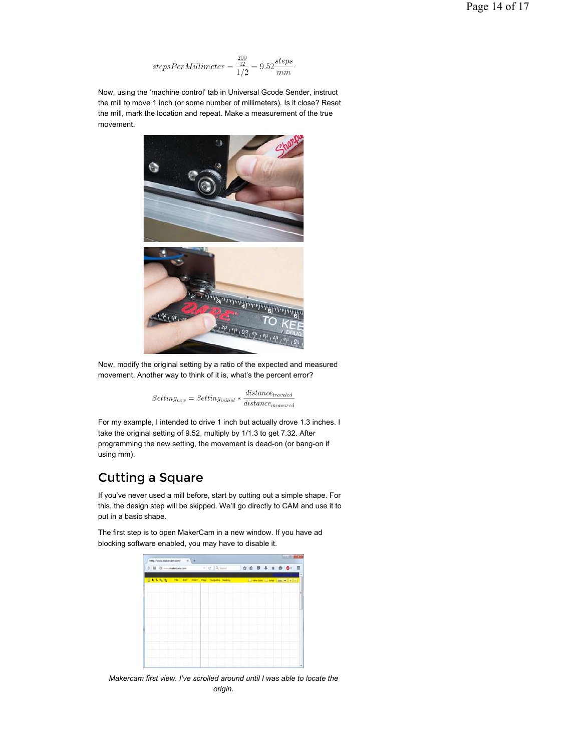$$stepsPerMillimeter = \frac{\frac{200}{42}}{1/2} = 9.52\frac{steps}{mm}$$

Now, using the 'machine control' tab in Universal Gcode Sender, instruct the mill to move 1 inch (or some number of millimeters). Is it close? Reset the mill, mark the location and repeat. Make a measurement of the true movement.

Now, modify the original setting by a ratio of the expected and measured movement. Another way to think of it is, what's the percent error?

$$Setting_{new} = Setting_{initial} * \frac{distance_{traveled}}{distance_{measured}}$$

For my example, I intended to drive 1 inch but actually drove 1.3 inches. I take the original setting of 9.52, multiply by 1/1.3 to get 7.32. After programming the new setting, the movement is dead-on (or bang-on if using mm).

## Cutting a Square

If you've never used a mill before, start by cutting out a simple shape. For this, the design step will be skipped. We'll go directly to CAM and use it to put in a basic shape.

The first step is to open MakerCam in a new window. If you have ad blocking software enabled, you may have to disable it.

*Makercam first view. I've scrolled around until I was able to locate the origin.*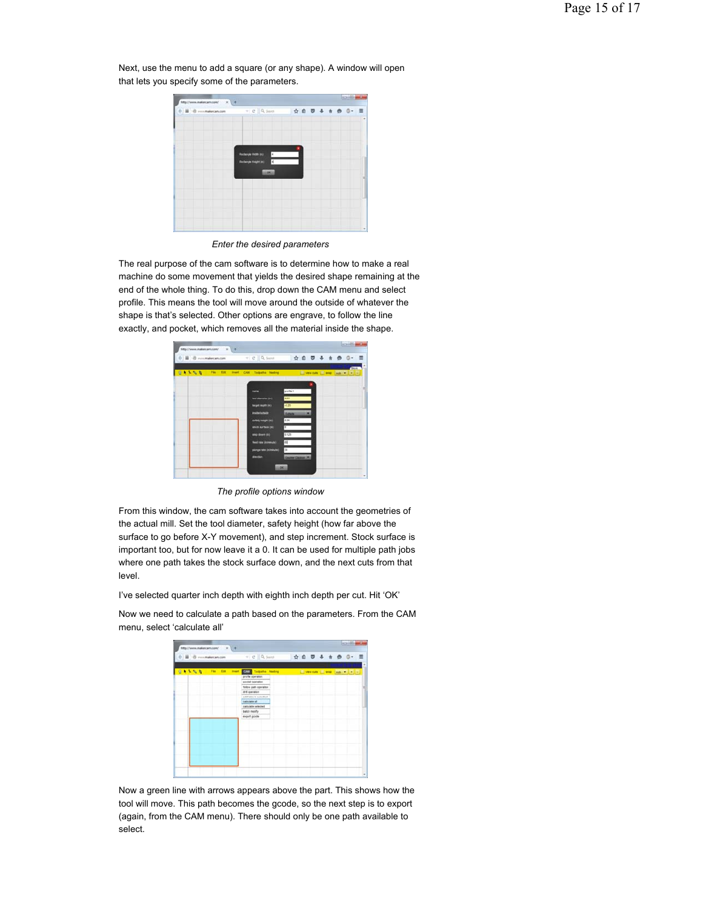Next, use the menu to add a square (or any shape). A window will open that lets you specify some of the parameters.

*Enter the desired parameters*

The real purpose of the cam software is to determine how to make a real machine do some movement that yields the desired shape remaining at the end of the whole thing. To do this, drop down the CAM menu and select profile. This means the tool will move around the outside of whatever the shape is that's selected. Other options are engrave, to follow the line exactly, and pocket, which removes all the material inside the shape.

*The profile options window*

From this window, the cam software takes into account the geometries of the actual mill. Set the tool diameter, safety height (how far above the surface to go before X-Y movement), and step increment. Stock surface is important too, but for now leave it a 0. It can be used for multiple path jobs where one path takes the stock surface down, and the next cuts from that level.

I've selected quarter inch depth with eighth inch depth per cut. Hit 'OK'

Now we need to calculate a path based on the parameters. From the CAM menu, select 'calculate all'

Now a green line with arrows appears above the part. This shows how the tool will move. This path becomes the gcode, so the next step is to export (again, from the CAM menu). There should only be one path available to select.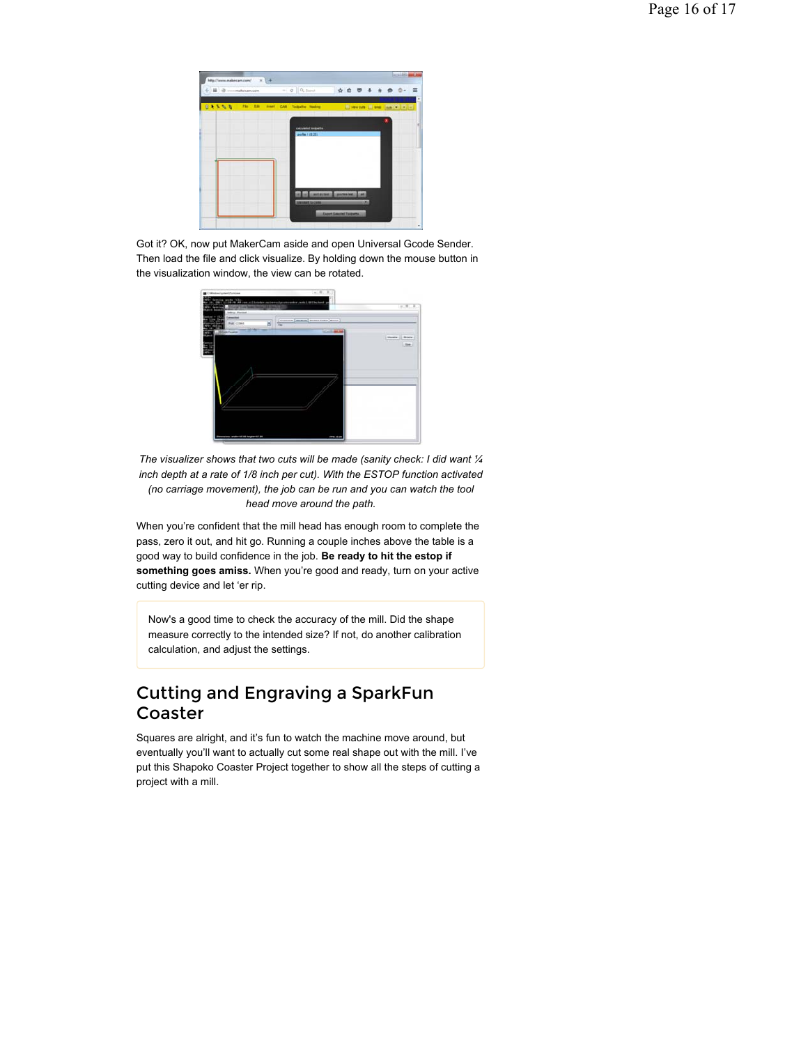Got it? OK, now put MakerCam aside and open Universal Gcode Sender. Then load the file and click visualize. By holding down the mouse button in the visualization window, the view can be rotated.

*The visualizer shows that two cuts will be made (sanity check: I did want ¼ inch depth at a rate of 1/8 inch per cut). With the ESTOP function activated (no carriage movement), the job can be run and you can watch the tool head move around the path.*

When you're confident that the mill head has enough room to complete the pass, zero it out, and hit go. Running a couple inches above the table is a good way to build confidence in the job. **Be ready to hit the estop if something goes amiss.** When you're good and ready, turn on your active cutting device and let 'er rip.

> Now's a good time to check the accuracy of the mill. Did the shape measure correctly to the intended size? If not, do another calibration calculation, and adjust the settings.

## Cutting and Engraving a SparkFun Coaster

Squares are alright, and it's fun to watch the machine move around, but eventually you'll want to actually cut some real shape out with the mill. I've put this Shapoko Coaster Project together to show all the steps of cutting a project with a mill.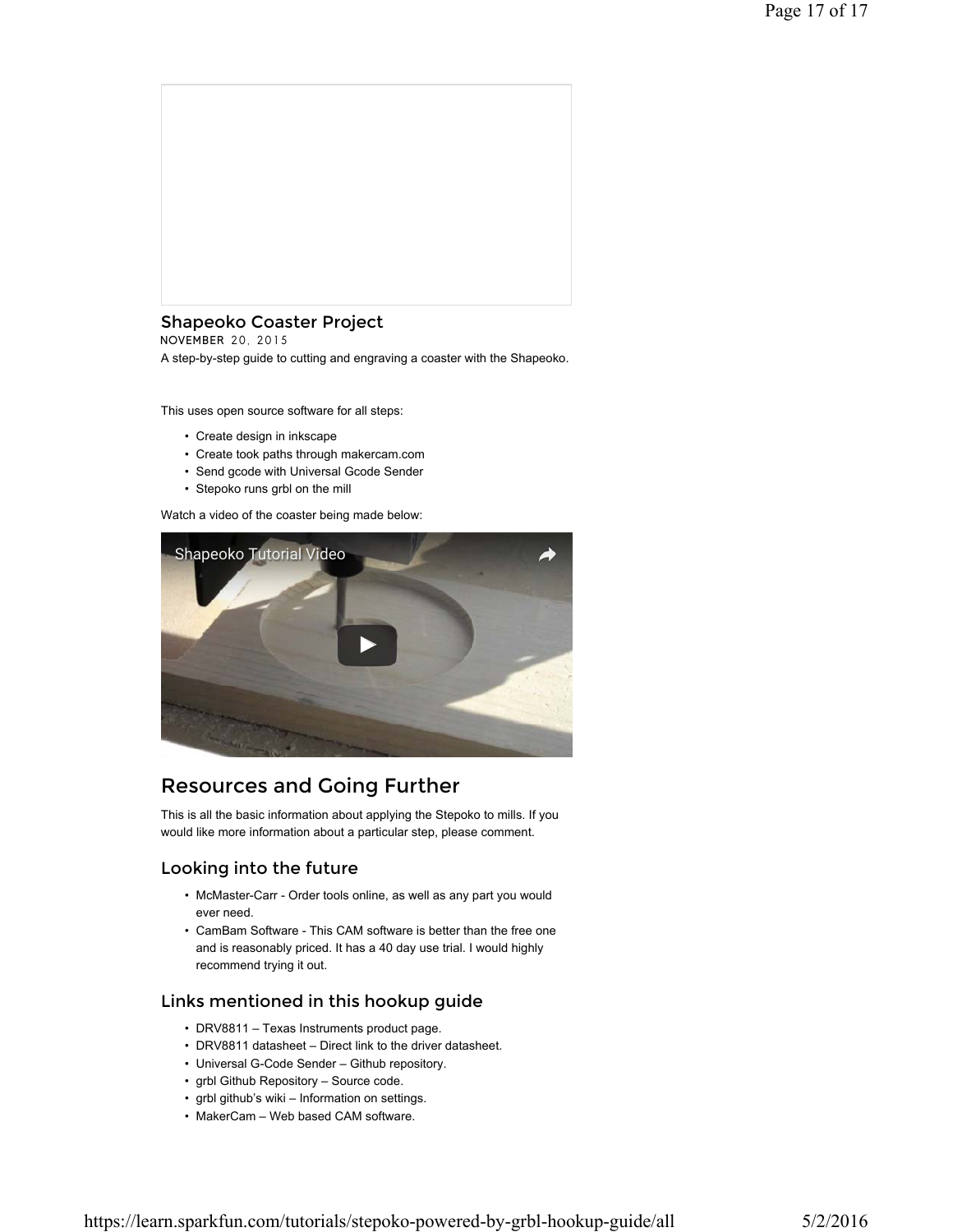### Shapeoko Coaster Project

NOVEMBER 20, 2015

A step-by-step guide to cutting and engraving a coaster with the Shapeoko.

This uses open source software for all steps:

- Create design in inkscape
- Create took paths through makercam.com
- Send gcode with Universal Gcode Sender
- Stepoko runs grbl on the mill

Watch a video of the coaster being made below:

## Resources and Going Further

This is all the basic information about applying the Stepoko to mills. If you would like more information about a particular step, please comment.

### Looking into the future

- McMaster-Carr - Order tools online, as well as any part you would ever need.
- CamBam Software - This CAM software is better than the free one and is reasonably priced. It has a 40 day use trial. I would highly recommend trying it out.

### Links mentioned in this hookup guide

- DRV8811 – Texas Instruments product page.
- DRV8811 datasheet – Direct link to the driver datasheet.
- Universal G-Code Sender – Github repository.
- grbl Github Repository – Source code.
- grbl github's wiki – Information on settings.
- MakerCam – Web based CAM software.